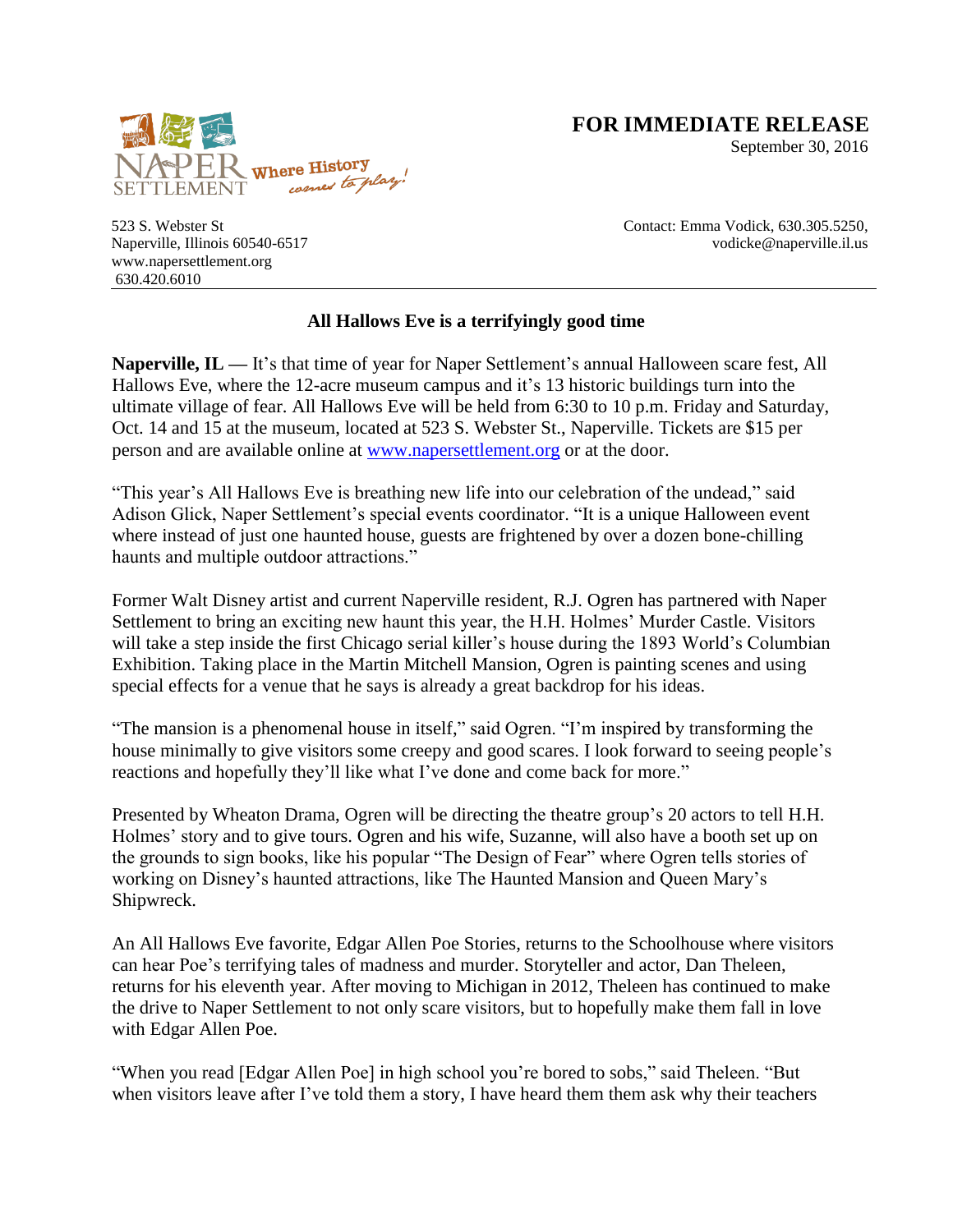**FOR IMMEDIATE RELEASE**
September 30, 2016

NAPER SETTLEMENT Where History comes to play!

523 S. Webster St
Naperville, Illinois 60540-6517
www.napersettlement.org
630.420.6010

Contact: Emma Vodick, 630.305.5250, vodicke@naperville.il.us

**All Hallows Eve is a terrifyingly good time**

**Naperville, IL —** It's that time of year for Naper Settlement's annual Halloween scare fest, All Hallows Eve, where the 12-acre museum campus and it's 13 historic buildings turn into the ultimate village of fear. All Hallows Eve will be held from 6:30 to 10 p.m. Friday and Saturday, Oct. 14 and 15 at the museum, located at 523 S. Webster St., Naperville. Tickets are $15 per person and are available online at [www.napersettlement.org](www.napersettlement.org) or at the door.

"This year's All Hallows Eve is breathing new life into our celebration of the undead," said Adison Glick, Naper Settlement's special events coordinator. "It is a unique Halloween event where instead of just one haunted house, guests are frightened by over a dozen bone-chilling haunts and multiple outdoor attractions."

Former Walt Disney artist and current Naperville resident, R.J. Ogren has partnered with Naper Settlement to bring an exciting new haunt this year, the H.H. Holmes' Murder Castle. Visitors will take a step inside the first Chicago serial killer's house during the 1893 World's Columbian Exhibition. Taking place in the Martin Mitchell Mansion, Ogren is painting scenes and using special effects for a venue that he says is already a great backdrop for his ideas.

"The mansion is a phenomenal house in itself," said Ogren. "I'm inspired by transforming the house minimally to give visitors some creepy and good scares. I look forward to seeing people's reactions and hopefully they'll like what I've done and come back for more."

Presented by Wheaton Drama, Ogren will be directing the theatre group's 20 actors to tell H.H. Holmes' story and to give tours. Ogren and his wife, Suzanne, will also have a booth set up on the grounds to sign books, like his popular "The Design of Fear" where Ogren tells stories of working on Disney's haunted attractions, like The Haunted Mansion and Queen Mary's Shipwreck.

An All Hallows Eve favorite, Edgar Allen Poe Stories, returns to the Schoolhouse where visitors can hear Poe's terrifying tales of madness and murder. Storyteller and actor, Dan Theleen, returns for his eleventh year. After moving to Michigan in 2012, Theleen has continued to make the drive to Naper Settlement to not only scare visitors, but to hopefully make them fall in love with Edgar Allen Poe.

"When you read [Edgar Allen Poe] in high school you're bored to sobs," said Theleen. "But when visitors leave after I've told them a story, I have heard them them ask why their teachers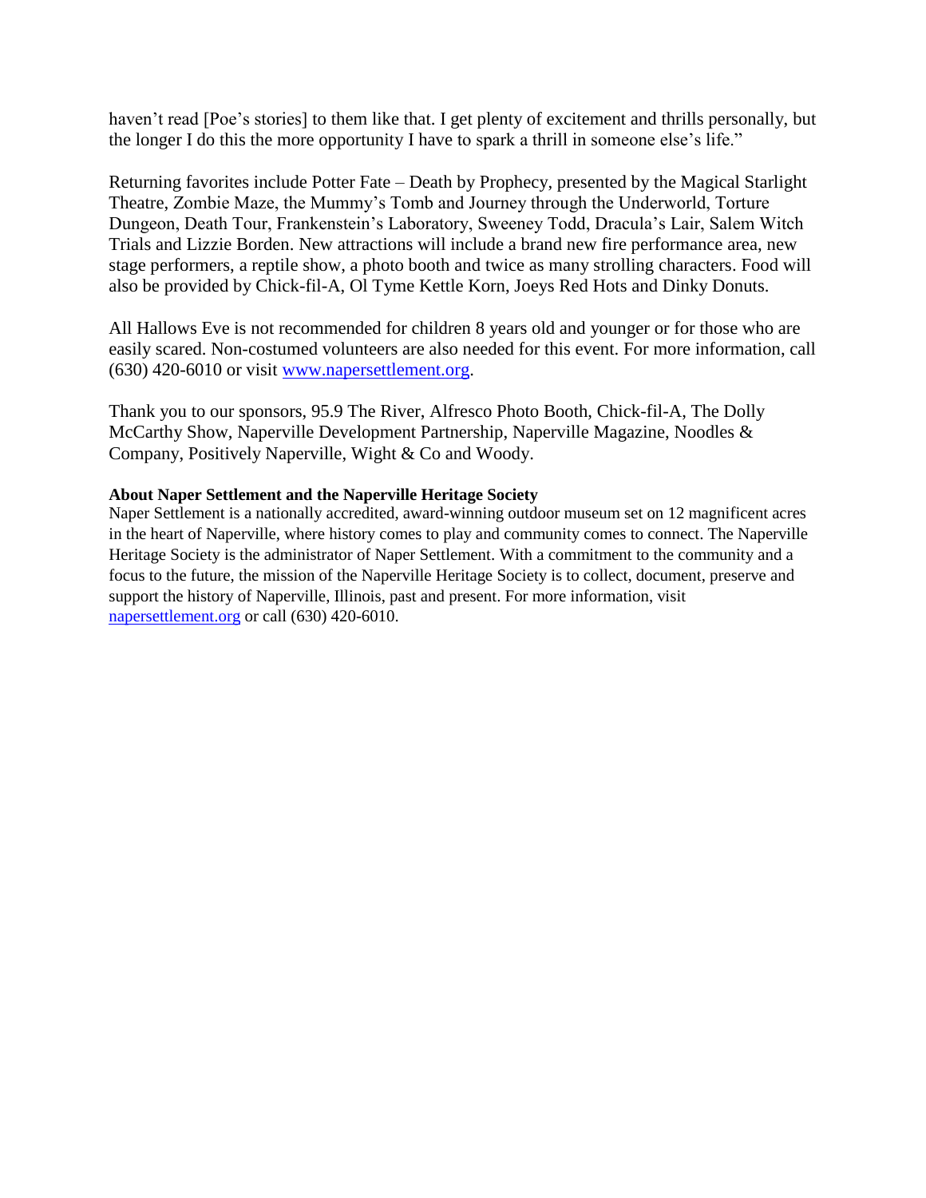haven't read [Poe's stories] to them like that. I get plenty of excitement and thrills personally, but the longer I do this the more opportunity I have to spark a thrill in someone else's life."

Returning favorites include Potter Fate – Death by Prophecy, presented by the Magical Starlight Theatre, Zombie Maze, the Mummy's Tomb and Journey through the Underworld, Torture Dungeon, Death Tour, Frankenstein's Laboratory, Sweeney Todd, Dracula's Lair, Salem Witch Trials and Lizzie Borden. New attractions will include a brand new fire performance area, new stage performers, a reptile show, a photo booth and twice as many strolling characters. Food will also be provided by Chick-fil-A, Ol Tyme Kettle Korn, Joeys Red Hots and Dinky Donuts.

All Hallows Eve is not recommended for children 8 years old and younger or for those who are easily scared. Non-costumed volunteers are also needed for this event. For more information, call (630) 420-6010 or visit [www.napersettlement.org](http://www.napersettlement.org).

Thank you to our sponsors, 95.9 The River, Alfresco Photo Booth, Chick-fil-A, The Dolly McCarthy Show, Naperville Development Partnership, Naperville Magazine, Noodles & Company, Positively Naperville, Wight & Co and Woody.

**About Naper Settlement and the Naperville Heritage Society**

Naper Settlement is a nationally accredited, award-winning outdoor museum set on 12 magnificent acres in the heart of Naperville, where history comes to play and community comes to connect. The Naperville Heritage Society is the administrator of Naper Settlement. With a commitment to the community and a focus to the future, the mission of the Naperville Heritage Society is to collect, document, preserve and support the history of Naperville, Illinois, past and present. For more information, visit [napersettlement.org](http://napersettlement.org) or call (630) 420-6010.